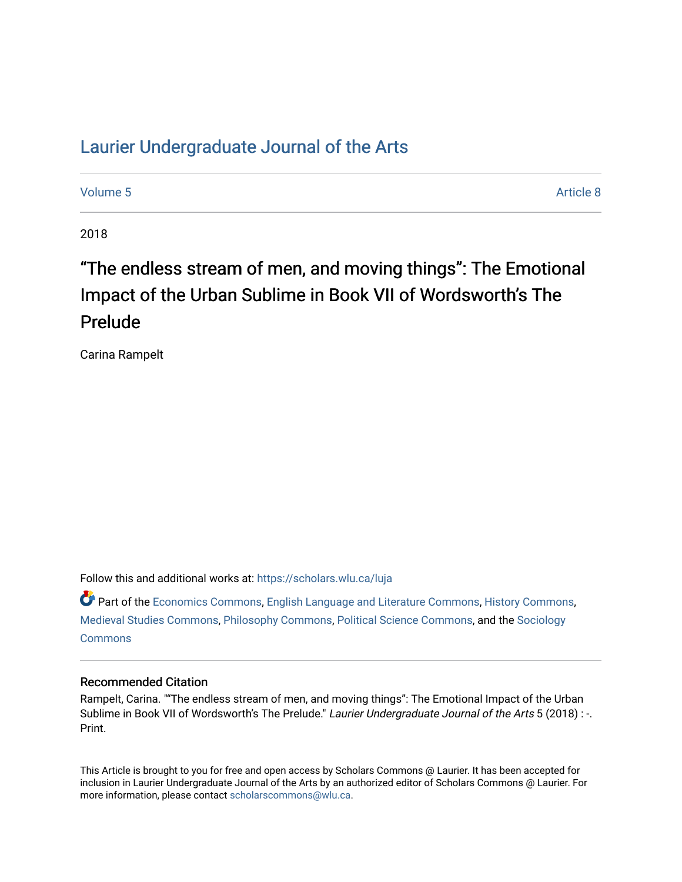# Laurier Undergraduate Journal of the Arts

Volume 5 | Article 8

2018

## "The endless stream of men, and moving things": The Emotional Impact of the Urban Sublime in Book VII of Wordsworth's The Prelude

Carina Rampelt

Follow this and additional works at: https://scholars.wlu.ca/luja

Part of the Economics Commons, English Language and Literature Commons, History Commons, Medieval Studies Commons, Philosophy Commons, Political Science Commons, and the Sociology Commons

### Recommended Citation

Rampelt, Carina. ""The endless stream of men, and moving things": The Emotional Impact of the Urban Sublime in Book VII of Wordsworth's The Prelude." *Laurier Undergraduate Journal of the Arts* 5 (2018) : -. Print.

This Article is brought to you for free and open access by Scholars Commons @ Laurier. It has been accepted for inclusion in Laurier Undergraduate Journal of the Arts by an authorized editor of Scholars Commons @ Laurier. For more information, please contact scholarscommons@wlu.ca.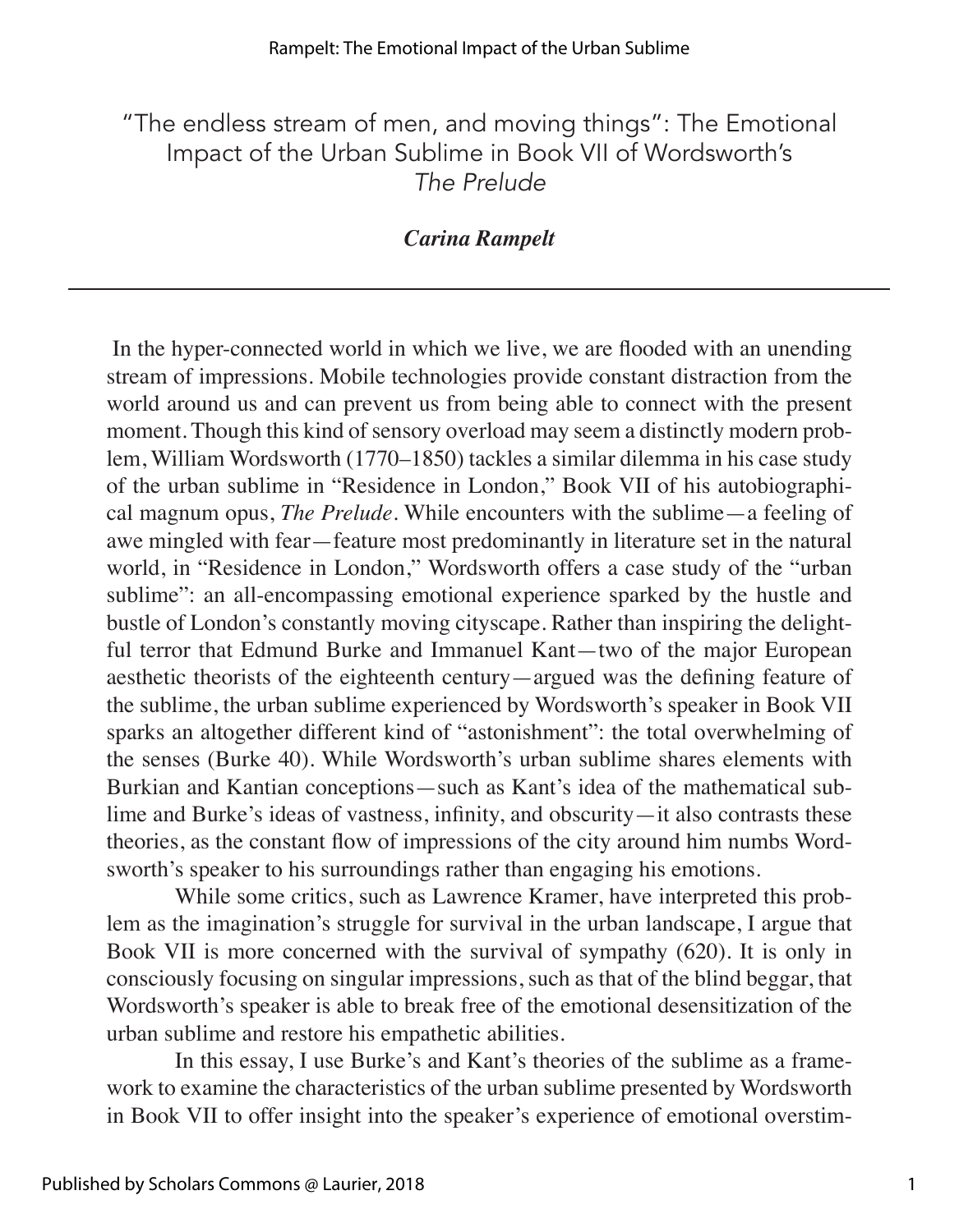# "The endless stream of men, and moving things": The Emotional Impact of the Urban Sublime in Book VII of Wordsworth's *The Prelude*

***Carina Rampelt***

In the hyper-connected world in which we live, we are flooded with an unending stream of impressions. Mobile technologies provide constant distraction from the world around us and can prevent us from being able to connect with the present moment. Though this kind of sensory overload may seem a distinctly modern problem, William Wordsworth (1770–1850) tackles a similar dilemma in his case study of the urban sublime in "Residence in London," Book VII of his autobiographical magnum opus, *The Prelude*. While encounters with the sublime—a feeling of awe mingled with fear—feature most predominantly in literature set in the natural world, in "Residence in London," Wordsworth offers a case study of the "urban sublime": an all-encompassing emotional experience sparked by the hustle and bustle of London's constantly moving cityscape. Rather than inspiring the delightful terror that Edmund Burke and Immanuel Kant—two of the major European aesthetic theorists of the eighteenth century—argued was the defining feature of the sublime, the urban sublime experienced by Wordsworth's speaker in Book VII sparks an altogether different kind of "astonishment": the total overwhelming of the senses (Burke 40). While Wordsworth's urban sublime shares elements with Burkian and Kantian conceptions—such as Kant's idea of the mathematical sublime and Burke's ideas of vastness, infinity, and obscurity—it also contrasts these theories, as the constant flow of impressions of the city around him numbs Wordsworth's speaker to his surroundings rather than engaging his emotions.

While some critics, such as Lawrence Kramer, have interpreted this problem as the imagination's struggle for survival in the urban landscape, I argue that Book VII is more concerned with the survival of sympathy (620). It is only in consciously focusing on singular impressions, such as that of the blind beggar, that Wordsworth's speaker is able to break free of the emotional desensitization of the urban sublime and restore his empathetic abilities.

In this essay, I use Burke's and Kant's theories of the sublime as a framework to examine the characteristics of the urban sublime presented by Wordsworth in Book VII to offer insight into the speaker's experience of emotional overstim-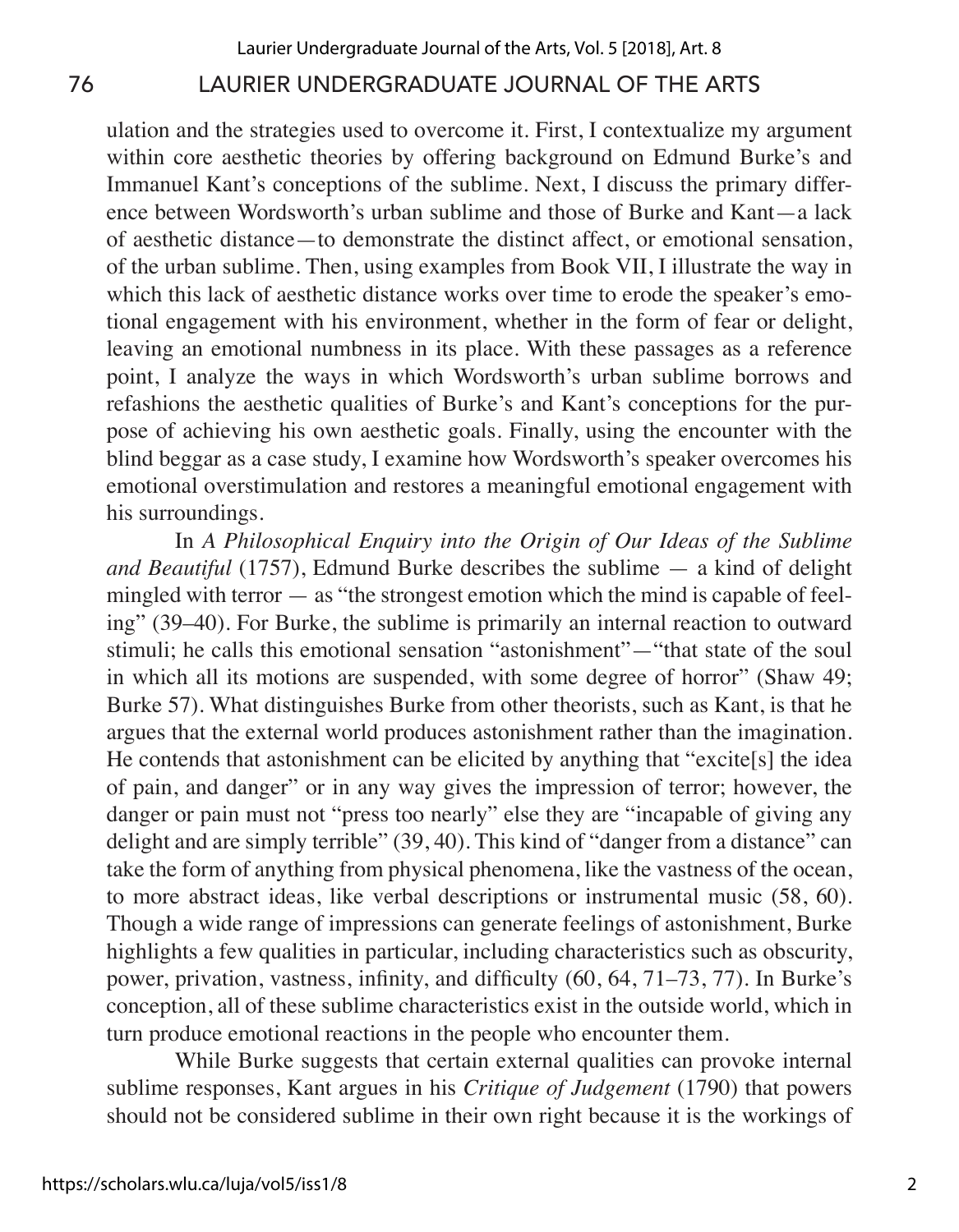ulation and the strategies used to overcome it. First, I contextualize my argument within core aesthetic theories by offering background on Edmund Burke's and Immanuel Kant's conceptions of the sublime. Next, I discuss the primary difference between Wordsworth's urban sublime and those of Burke and Kant—a lack of aesthetic distance—to demonstrate the distinct affect, or emotional sensation, of the urban sublime. Then, using examples from Book VII, I illustrate the way in which this lack of aesthetic distance works over time to erode the speaker's emotional engagement with his environment, whether in the form of fear or delight, leaving an emotional numbness in its place. With these passages as a reference point, I analyze the ways in which Wordsworth's urban sublime borrows and refashions the aesthetic qualities of Burke's and Kant's conceptions for the purpose of achieving his own aesthetic goals. Finally, using the encounter with the blind beggar as a case study, I examine how Wordsworth's speaker overcomes his emotional overstimulation and restores a meaningful emotional engagement with his surroundings.

In *A Philosophical Enquiry into the Origin of Our Ideas of the Sublime and Beautiful* (1757), Edmund Burke describes the sublime — a kind of delight mingled with terror — as "the strongest emotion which the mind is capable of feeling" (39–40). For Burke, the sublime is primarily an internal reaction to outward stimuli; he calls this emotional sensation "astonishment"—"that state of the soul in which all its motions are suspended, with some degree of horror" (Shaw 49; Burke 57). What distinguishes Burke from other theorists, such as Kant, is that he argues that the external world produces astonishment rather than the imagination. He contends that astonishment can be elicited by anything that "excite[s] the idea of pain, and danger" or in any way gives the impression of terror; however, the danger or pain must not "press too nearly" else they are "incapable of giving any delight and are simply terrible" (39, 40). This kind of "danger from a distance" can take the form of anything from physical phenomena, like the vastness of the ocean, to more abstract ideas, like verbal descriptions or instrumental music (58, 60). Though a wide range of impressions can generate feelings of astonishment, Burke highlights a few qualities in particular, including characteristics such as obscurity, power, privation, vastness, infinity, and difficulty (60, 64, 71–73, 77). In Burke's conception, all of these sublime characteristics exist in the outside world, which in turn produce emotional reactions in the people who encounter them.

While Burke suggests that certain external qualities can provoke internal sublime responses, Kant argues in his *Critique of Judgement* (1790) that powers should not be considered sublime in their own right because it is the workings of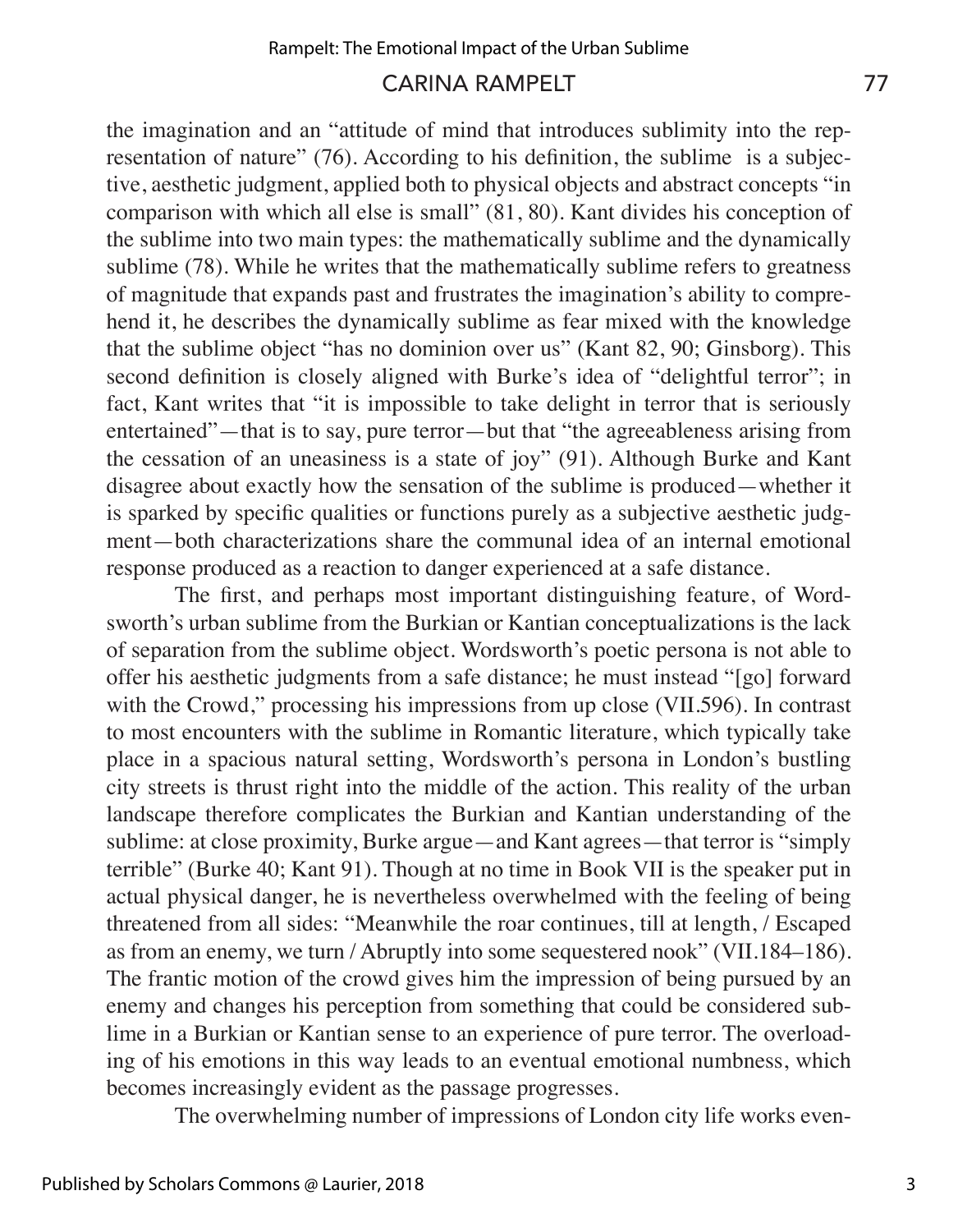the imagination and an "attitude of mind that introduces sublimity into the representation of nature" (76). According to his definition, the sublime is a subjective, aesthetic judgment, applied both to physical objects and abstract concepts "in comparison with which all else is small" (81, 80). Kant divides his conception of the sublime into two main types: the mathematically sublime and the dynamically sublime (78). While he writes that the mathematically sublime refers to greatness of magnitude that expands past and frustrates the imagination's ability to comprehend it, he describes the dynamically sublime as fear mixed with the knowledge that the sublime object "has no dominion over us" (Kant 82, 90; Ginsborg). This second definition is closely aligned with Burke's idea of "delightful terror"; in fact, Kant writes that "it is impossible to take delight in terror that is seriously entertained"—that is to say, pure terror—but that "the agreeableness arising from the cessation of an uneasiness is a state of joy" (91). Although Burke and Kant disagree about exactly how the sensation of the sublime is produced—whether it is sparked by specific qualities or functions purely as a subjective aesthetic judgment—both characterizations share the communal idea of an internal emotional response produced as a reaction to danger experienced at a safe distance.

The first, and perhaps most important distinguishing feature, of Wordsworth's urban sublime from the Burkian or Kantian conceptualizations is the lack of separation from the sublime object. Wordsworth's poetic persona is not able to offer his aesthetic judgments from a safe distance; he must instead "[go] forward with the Crowd," processing his impressions from up close (VII.596). In contrast to most encounters with the sublime in Romantic literature, which typically take place in a spacious natural setting, Wordsworth's persona in London's bustling city streets is thrust right into the middle of the action. This reality of the urban landscape therefore complicates the Burkian and Kantian understanding of the sublime: at close proximity, Burke argue—and Kant agrees—that terror is "simply terrible" (Burke 40; Kant 91). Though at no time in Book VII is the speaker put in actual physical danger, he is nevertheless overwhelmed with the feeling of being threatened from all sides: "Meanwhile the roar continues, till at length, / Escaped as from an enemy, we turn / Abruptly into some sequestered nook" (VII.184–186). The frantic motion of the crowd gives him the impression of being pursued by an enemy and changes his perception from something that could be considered sublime in a Burkian or Kantian sense to an experience of pure terror. The overloading of his emotions in this way leads to an eventual emotional numbness, which becomes increasingly evident as the passage progresses.

The overwhelming number of impressions of London city life works even-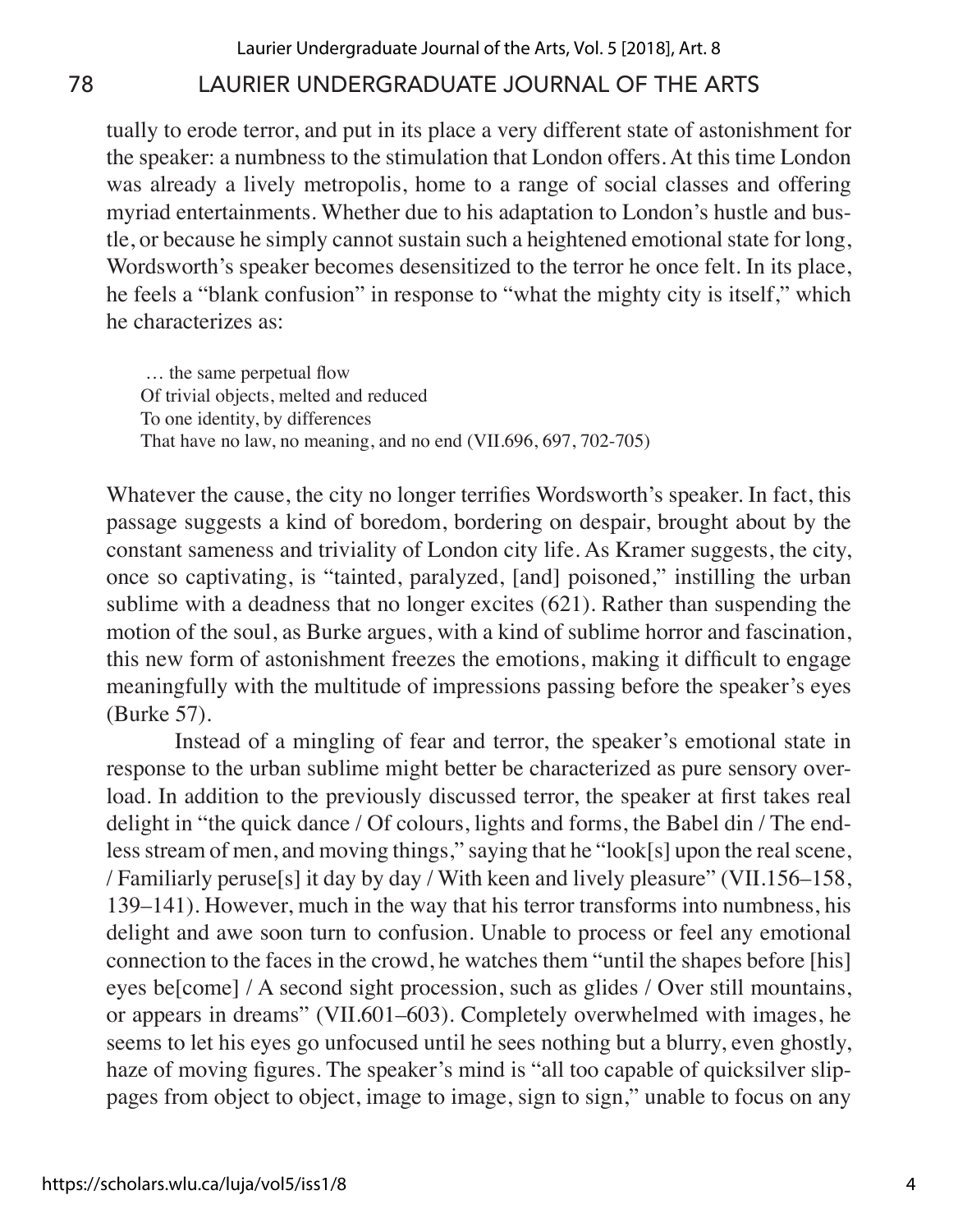tually to erode terror, and put in its place a very different state of astonishment for the speaker: a numbness to the stimulation that London offers. At this time London was already a lively metropolis, home to a range of social classes and offering myriad entertainments. Whether due to his adaptation to London's hustle and bustle, or because he simply cannot sustain such a heightened emotional state for long, Wordsworth's speaker becomes desensitized to the terror he once felt. In its place, he feels a "blank confusion" in response to "what the mighty city is itself," which he characterizes as:

> … the same perpetual flow
> Of trivial objects, melted and reduced
> To one identity, by differences
> That have no law, no meaning, and no end (VII.696, 697, 702-705)

Whatever the cause, the city no longer terrifies Wordsworth's speaker. In fact, this passage suggests a kind of boredom, bordering on despair, brought about by the constant sameness and triviality of London city life. As Kramer suggests, the city, once so captivating, is "tainted, paralyzed, [and] poisoned," instilling the urban sublime with a deadness that no longer excites (621). Rather than suspending the motion of the soul, as Burke argues, with a kind of sublime horror and fascination, this new form of astonishment freezes the emotions, making it difficult to engage meaningfully with the multitude of impressions passing before the speaker's eyes (Burke 57).

Instead of a mingling of fear and terror, the speaker's emotional state in response to the urban sublime might better be characterized as pure sensory overload. In addition to the previously discussed terror, the speaker at first takes real delight in "the quick dance / Of colours, lights and forms, the Babel din / The endless stream of men, and moving things," saying that he "look[s] upon the real scene, / Familiarly peruse[s] it day by day / With keen and lively pleasure" (VII.156–158, 139–141). However, much in the way that his terror transforms into numbness, his delight and awe soon turn to confusion. Unable to process or feel any emotional connection to the faces in the crowd, he watches them "until the shapes before [his] eyes be[come] / A second sight procession, such as glides / Over still mountains, or appears in dreams" (VII.601–603). Completely overwhelmed with images, he seems to let his eyes go unfocused until he sees nothing but a blurry, even ghostly, haze of moving figures. The speaker's mind is "all too capable of quicksilver slippages from object to object, image to image, sign to sign," unable to focus on any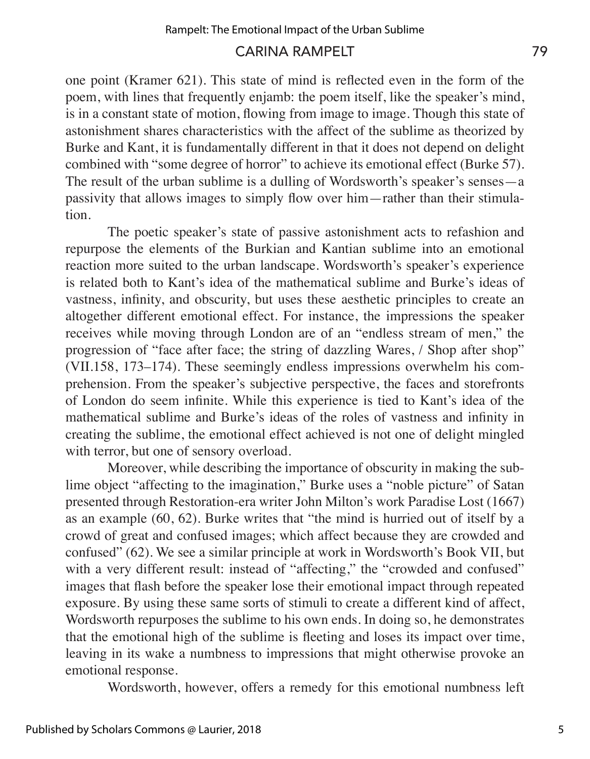one point (Kramer 621). This state of mind is reflected even in the form of the poem, with lines that frequently enjamb: the poem itself, like the speaker's mind, is in a constant state of motion, flowing from image to image. Though this state of astonishment shares characteristics with the affect of the sublime as theorized by Burke and Kant, it is fundamentally different in that it does not depend on delight combined with "some degree of horror" to achieve its emotional effect (Burke 57). The result of the urban sublime is a dulling of Wordsworth's speaker's senses—a passivity that allows images to simply flow over him—rather than their stimulation.

The poetic speaker's state of passive astonishment acts to refashion and repurpose the elements of the Burkian and Kantian sublime into an emotional reaction more suited to the urban landscape. Wordsworth's speaker's experience is related both to Kant's idea of the mathematical sublime and Burke's ideas of vastness, infinity, and obscurity, but uses these aesthetic principles to create an altogether different emotional effect. For instance, the impressions the speaker receives while moving through London are of an "endless stream of men," the progression of "face after face; the string of dazzling Wares, / Shop after shop" (VII.158, 173–174). These seemingly endless impressions overwhelm his comprehension. From the speaker's subjective perspective, the faces and storefronts of London do seem infinite. While this experience is tied to Kant's idea of the mathematical sublime and Burke's ideas of the roles of vastness and infinity in creating the sublime, the emotional effect achieved is not one of delight mingled with terror, but one of sensory overload.

Moreover, while describing the importance of obscurity in making the sublime object "affecting to the imagination," Burke uses a "noble picture" of Satan presented through Restoration-era writer John Milton's work Paradise Lost (1667) as an example (60, 62). Burke writes that "the mind is hurried out of itself by a crowd of great and confused images; which affect because they are crowded and confused" (62). We see a similar principle at work in Wordsworth's Book VII, but with a very different result: instead of "affecting," the "crowded and confused" images that flash before the speaker lose their emotional impact through repeated exposure. By using these same sorts of stimuli to create a different kind of affect, Wordsworth repurposes the sublime to his own ends. In doing so, he demonstrates that the emotional high of the sublime is fleeting and loses its impact over time, leaving in its wake a numbness to impressions that might otherwise provoke an emotional response.

Wordsworth, however, offers a remedy for this emotional numbness left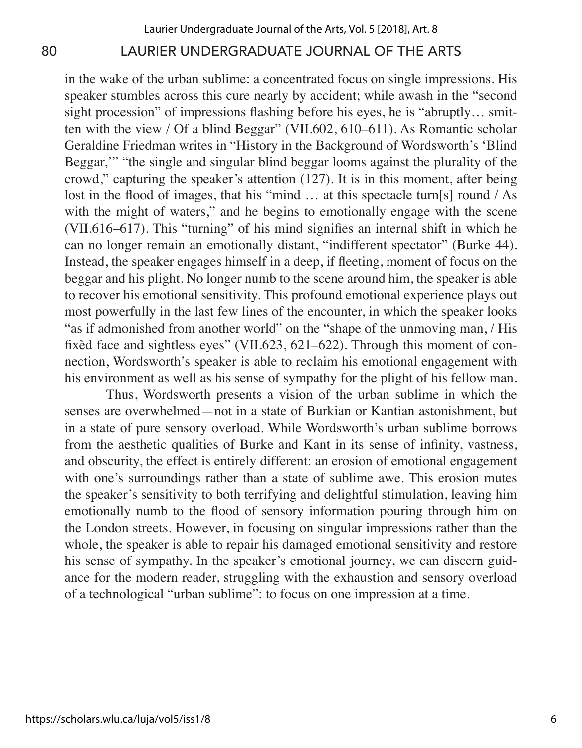in the wake of the urban sublime: a concentrated focus on single impressions. His speaker stumbles across this cure nearly by accident; while awash in the "second sight procession" of impressions flashing before his eyes, he is "abruptly… smitten with the view / Of a blind Beggar" (VII.602, 610–611). As Romantic scholar Geraldine Friedman writes in "History in the Background of Wordsworth's 'Blind Beggar,'" "the single and singular blind beggar looms against the plurality of the crowd," capturing the speaker's attention (127). It is in this moment, after being lost in the flood of images, that his "mind … at this spectacle turn[s] round / As with the might of waters," and he begins to emotionally engage with the scene (VII.616–617). This "turning" of his mind signifies an internal shift in which he can no longer remain an emotionally distant, "indifferent spectator" (Burke 44). Instead, the speaker engages himself in a deep, if fleeting, moment of focus on the beggar and his plight. No longer numb to the scene around him, the speaker is able to recover his emotional sensitivity. This profound emotional experience plays out most powerfully in the last few lines of the encounter, in which the speaker looks "as if admonished from another world" on the "shape of the unmoving man, / His fixèd face and sightless eyes" (VII.623, 621–622). Through this moment of connection, Wordsworth's speaker is able to reclaim his emotional engagement with his environment as well as his sense of sympathy for the plight of his fellow man.

Thus, Wordsworth presents a vision of the urban sublime in which the senses are overwhelmed—not in a state of Burkian or Kantian astonishment, but in a state of pure sensory overload. While Wordsworth's urban sublime borrows from the aesthetic qualities of Burke and Kant in its sense of infinity, vastness, and obscurity, the effect is entirely different: an erosion of emotional engagement with one's surroundings rather than a state of sublime awe. This erosion mutes the speaker's sensitivity to both terrifying and delightful stimulation, leaving him emotionally numb to the flood of sensory information pouring through him on the London streets. However, in focusing on singular impressions rather than the whole, the speaker is able to repair his damaged emotional sensitivity and restore his sense of sympathy. In the speaker's emotional journey, we can discern guidance for the modern reader, struggling with the exhaustion and sensory overload of a technological "urban sublime": to focus on one impression at a time.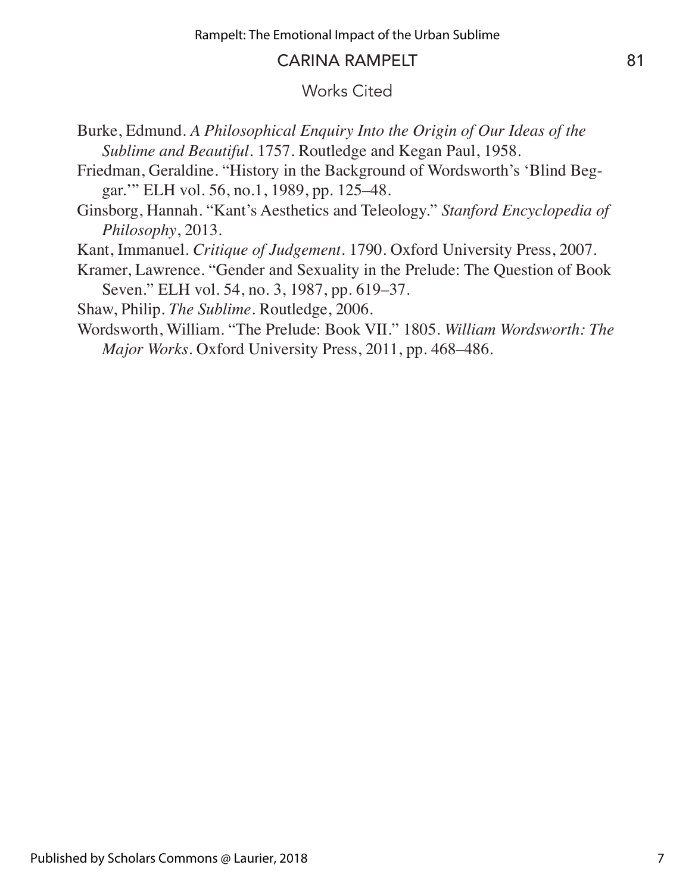## Works Cited

Burke, Edmund. *A Philosophical Enquiry Into the Origin of Our Ideas of the Sublime and Beautiful*. 1757. Routledge and Kegan Paul, 1958.

Friedman, Geraldine. "History in the Background of Wordsworth's 'Blind Beggar.'" ELH vol. 56, no.1, 1989, pp. 125–48.

Ginsborg, Hannah. "Kant's Aesthetics and Teleology." *Stanford Encyclopedia of Philosophy*, 2013.

Kant, Immanuel. *Critique of Judgement*. 1790. Oxford University Press, 2007.

Kramer, Lawrence. "Gender and Sexuality in the Prelude: The Question of Book Seven." ELH vol. 54, no. 3, 1987, pp. 619–37.

Shaw, Philip. *The Sublime*. Routledge, 2006.

Wordsworth, William. "The Prelude: Book VII." 1805. *William Wordsworth: The Major Works*. Oxford University Press, 2011, pp. 468–486.